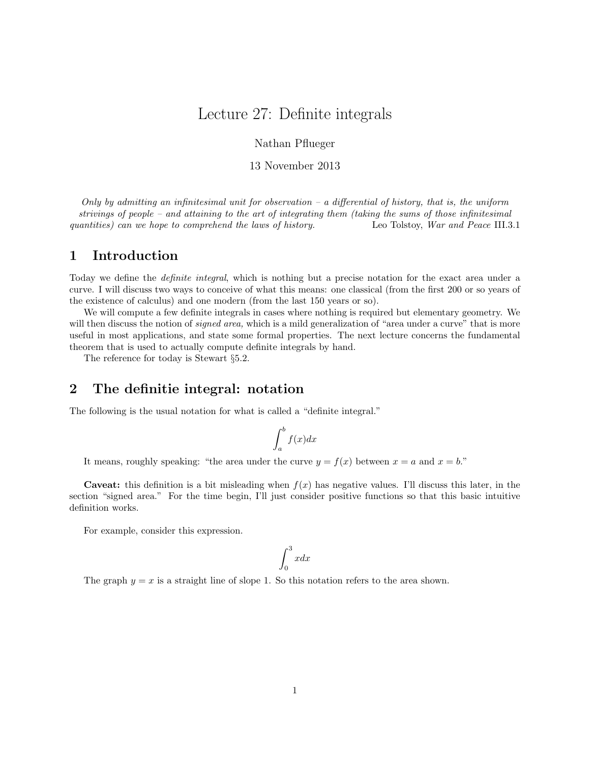# Lecture 27: Definite integrals

Nathan Pflueger

13 November 2013

*Only by admitting an infinitesimal unit for observation – a differential of history, that is, the uniform strivings of people – and attaining to the art of integrating them (taking the sums of those infinitesimal quantities) can we hope to comprehend the laws of history.* Leo Tolstoy, *War and Peace* III.3.1

## 1 Introduction

Today we define the *definite integral*, which is nothing but a precise notation for the exact area under a curve. I will discuss two ways to conceive of what this means: one classical (from the first 200 or so years of the existence of calculus) and one modern (from the last 150 years or so).

We will compute a few definite integrals in cases where nothing is required but elementary geometry. We will then discuss the notion of *signed area,* which is a mild generalization of "area under a curve" that is more useful in most applications, and state some formal properties. The next lecture concerns the fundamental theorem that is used to actually compute definite integrals by hand.

The reference for today is Stewart §5.2.

## 2 The definitie integral: notation

The following is the usual notation for what is called a "definite integral."

$$\int_a^b f(x)dx$$

It means, roughly speaking: "the area under the curve $y = f(x)$ between $x = a$ and $x = b$."

**Caveat:** this definition is a bit misleading when $f(x)$ has negative values. I'll discuss this later, in the section "signed area." For the time begin, I'll just consider positive functions so that this basic intuitive definition works.

For example, consider this expression.

$$\int_0^3 xdx$$

The graph $y = x$ is a straight line of slope 1. So this notation refers to the area shown.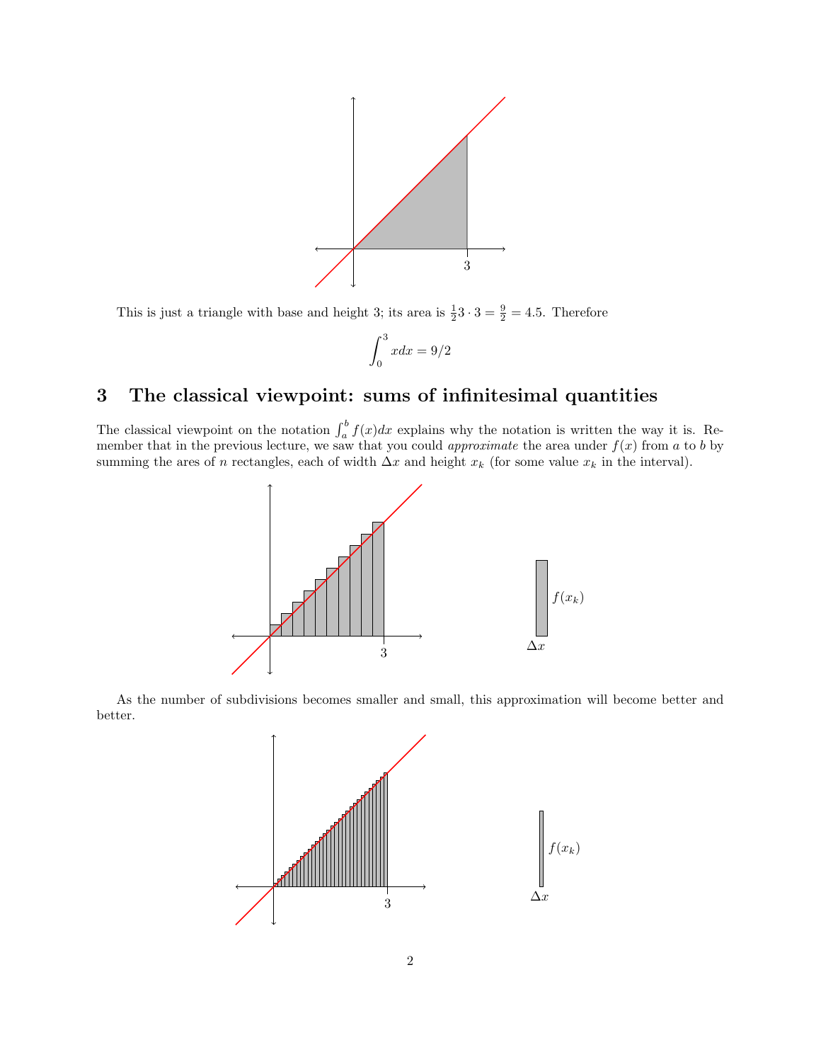This is just a triangle with base and height 3; its area is $\frac{1}{2}3 \cdot 3 = \frac{9}{2} = 4.5$. Therefore

$$\int_0^3 x dx = 9/2$$

## 3 The classical viewpoint: sums of infinitesimal quantities

The classical viewpoint on the notation $\int_a^b f(x)dx$ explains why the notation is written the way it is. Remember that in the previous lecture, we saw that you could *approximate* the area under $f(x)$ from $a$ to $b$ by summing the ares of $n$ rectangles, each of width $\Delta x$ and height $x_k$ (for some value $x_k$ in the interval).

As the number of subdivisions becomes smaller and small, this approximation will become better and better.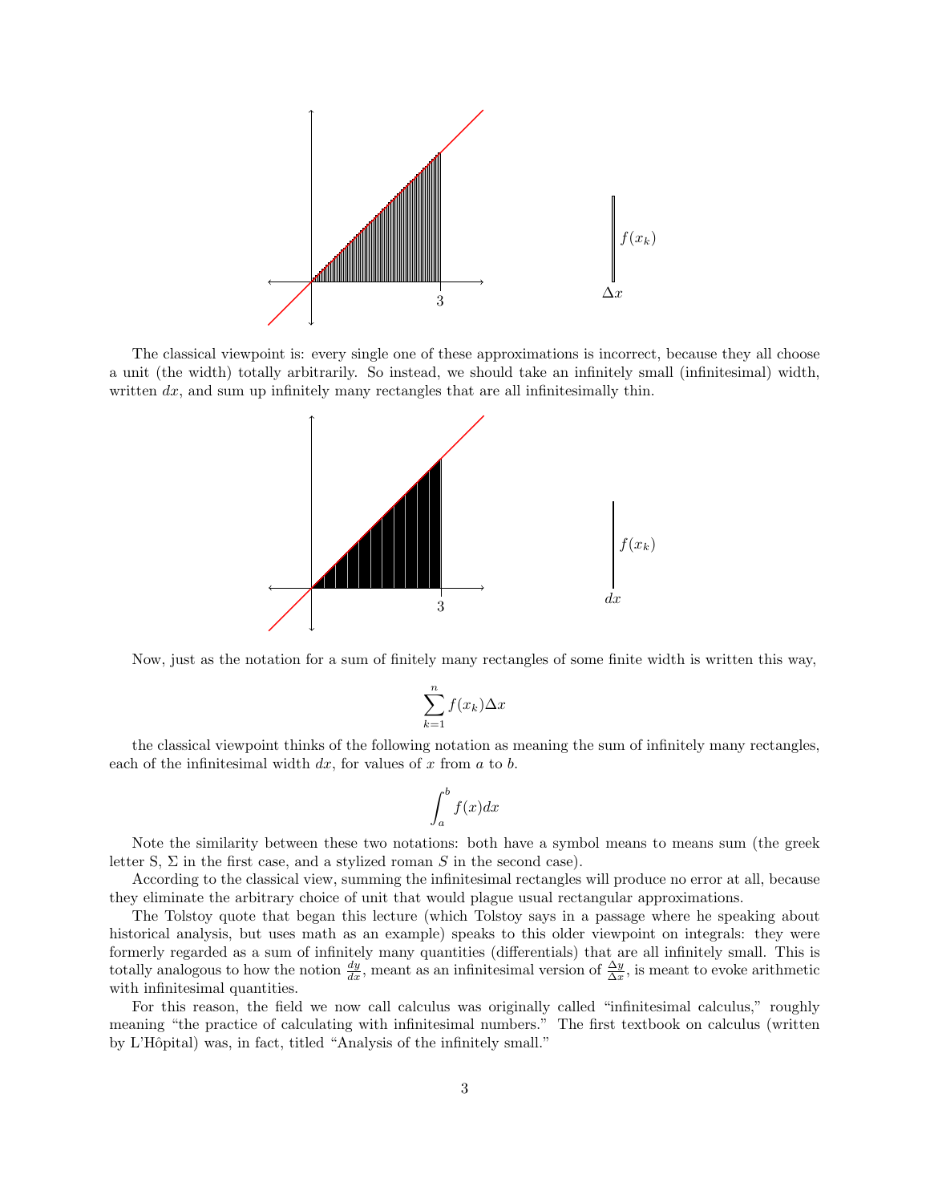The classical viewpoint is: every single one of these approximations is incorrect, because they all choose a unit (the width) totally arbitrarily. So instead, we should take an infinitely small (infinitesimal) width, written $dx$, and sum up infinitely many rectangles that are all infinitesimally thin.

Now, just as the notation for a sum of finitely many rectangles of some finite width is written this way,

$$\sum_{k=1}^{n} f(x_k)\Delta x$$

the classical viewpoint thinks of the following notation as meaning the sum of infinitely many rectangles, each of the infinitesimal width $dx$, for values of $x$ from $a$ to $b$.

$$\int_a^b f(x)dx$$

Note the similarity between these two notations: both have a symbol means to means sum (the greek letter S, $\Sigma$ in the first case, and a stylized roman $S$ in the second case).

According to the classical view, summing the infinitesimal rectangles will produce no error at all, because they eliminate the arbitrary choice of unit that would plague usual rectangular approximations.

The Tolstoy quote that began this lecture (which Tolstoy says in a passage where he speaking about historical analysis, but uses math as an example) speaks to this older viewpoint on integrals: they were formerly regarded as a sum of infinitely many quantities (differentials) that are all infinitely small. This is totally analogous to how the notion $\frac{dy}{dx}$, meant as an infinitesimal version of $\frac{\Delta y}{\Delta x}$, is meant to evoke arithmetic with infinitesimal quantities.

For this reason, the field we now call calculus was originally called "infinitesimal calculus," roughly meaning "the practice of calculating with infinitesimal numbers." The first textbook on calculus (written by L'Hôpital) was, in fact, titled "Analysis of the infinitely small."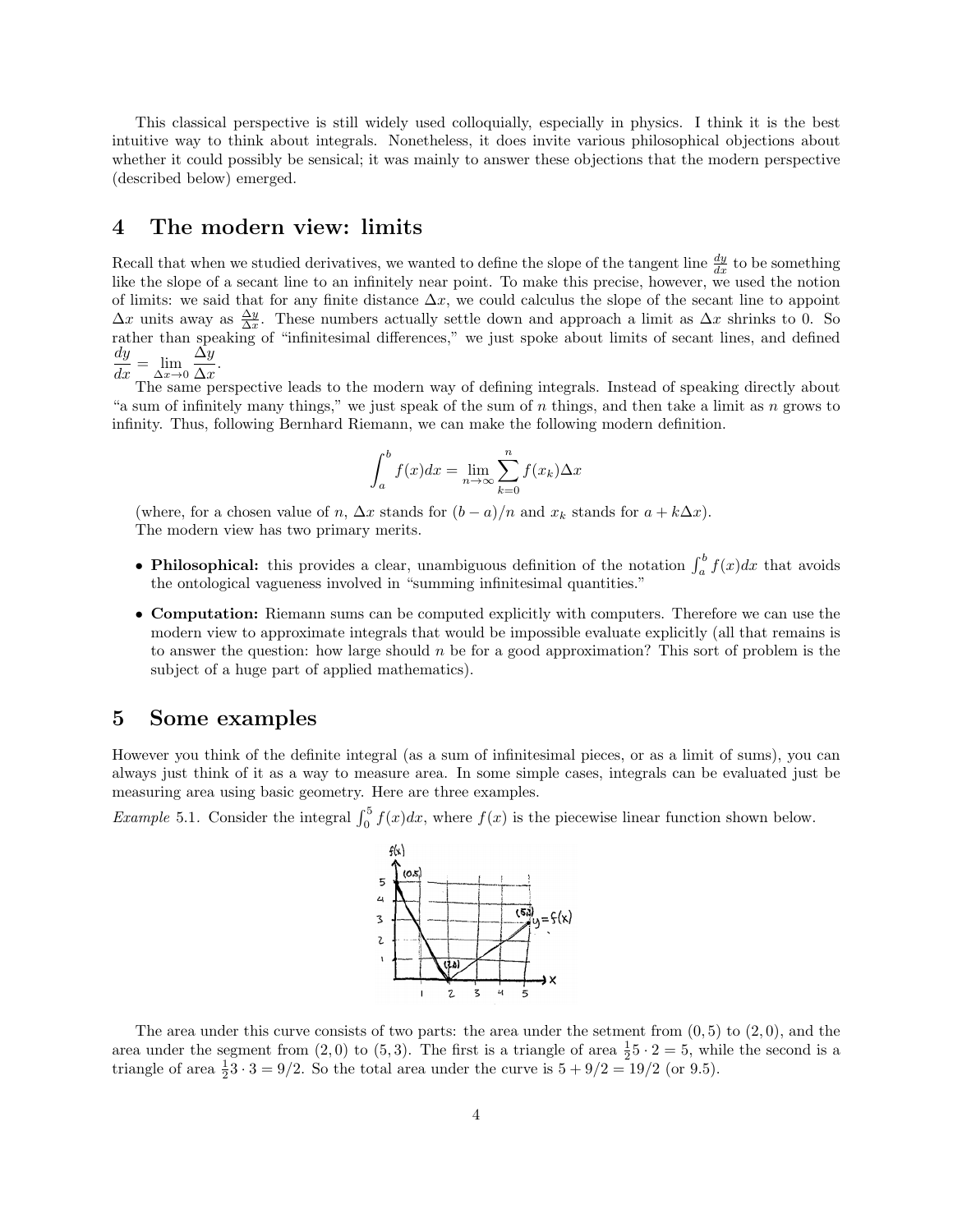This classical perspective is still widely used colloquially, especially in physics. I think it is the best intuitive way to think about integrals. Nonetheless, it does invite various philosophical objections about whether it could possibly be sensical; it was mainly to answer these objections that the modern perspective (described below) emerged.

# 4 The modern view: limits

Recall that when we studied derivatives, we wanted to define the slope of the tangent line $\frac{dy}{dx}$ to be something like the slope of a secant line to an infinitely near point. To make this precise, however, we used the notion of limits: we said that for any finite distance $\Delta x$, we could calculus the slope of the secant line to appoint $\Delta x$ units away as $\frac{\Delta y}{\Delta x}$. These numbers actually settle down and approach a limit as $\Delta x$ shrinks to 0. So rather than speaking of "infinitesimal differences," we just spoke about limits of secant lines, and defined $\frac{dy}{dx} = \lim_{\Delta x \to 0} \frac{\Delta y}{\Delta x}$.

The same perspective leads to the modern way of defining integrals. Instead of speaking directly about "a sum of infinitely many things," we just speak of the sum of $n$ things, and then take a limit as $n$ grows to infinity. Thus, following Bernhard Riemann, we can make the following modern definition.

$$\int_a^b f(x)dx = \lim_{n \to \infty} \sum_{k=0}^{n} f(x_k)\Delta x$$

(where, for a chosen value of $n$, $\Delta x$ stands for $(b-a)/n$ and $x_k$ stands for $a + k\Delta x$).

The modern view has two primary merits.

- **Philosophical:** this provides a clear, unambiguous definition of the notation $\int_a^b f(x)dx$ that avoids the ontological vagueness involved in "summing infinitesimal quantities."
- **Computation:** Riemann sums can be computed explicitly with computers. Therefore we can use the modern view to approximate integrals that would be impossible evaluate explicitly (all that remains is to answer the question: how large should $n$ be for a good approximation? This sort of problem is the subject of a huge part of applied mathematics).

# 5 Some examples

However you think of the definite integral (as a sum of infinitesimal pieces, or as a limit of sums), you can always just think of it as a way to measure area. In some simple cases, integrals can be evaluated just be measuring area using basic geometry. Here are three examples.

*Example* 5.1. Consider the integral $\int_0^5 f(x)dx$, where $f(x)$ is the piecewise linear function shown below.

The area under this curve consists of two parts: the area under the setment from $(0, 5)$ to $(2, 0)$, and the area under the segment from $(2, 0)$ to $(5, 3)$. The first is a triangle of area $\frac{1}{2}5 \cdot 2 = 5$, while the second is a triangle of area $\frac{1}{2}3 \cdot 3 = 9/2$. So the total area under the curve is $5 + 9/2 = 19/2$ (or 9.5).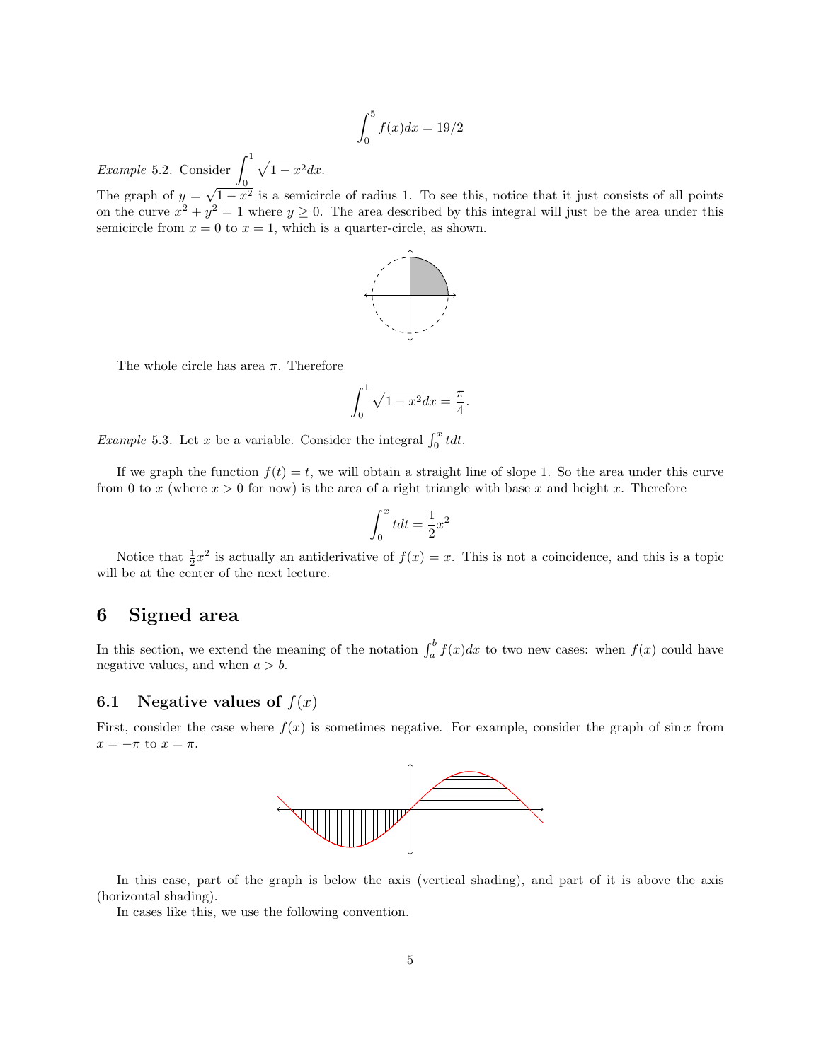$$\int_0^5 f(x)dx = 19/2$$

*Example* 5.2. Consider $\displaystyle\int_0^1 \sqrt{1-x^2}dx$.

The graph of $y = \sqrt{1-x^2}$ is a semicircle of radius 1. To see this, notice that it just consists of all points on the curve $x^2 + y^2 = 1$ where $y \geq 0$. The area described by this integral will just be the area under this semicircle from $x = 0$ to $x = 1$, which is a quarter-circle, as shown.

The whole circle has area $\pi$. Therefore

$$\int_0^1 \sqrt{1-x^2}dx = \frac{\pi}{4}.$$

*Example* 5.3. Let $x$ be a variable. Consider the integral $\int_0^x tdt$.

If we graph the function $f(t) = t$, we will obtain a straight line of slope 1. So the area under this curve from 0 to $x$ (where $x > 0$ for now) is the area of a right triangle with base $x$ and height $x$. Therefore

$$\int_0^x tdt = \frac{1}{2}x^2$$

Notice that $\frac{1}{2}x^2$ is actually an antiderivative of $f(x) = x$. This is not a coincidence, and this is a topic will be at the center of the next lecture.

## 6 Signed area

In this section, we extend the meaning of the notation $\int_a^b f(x)dx$ to two new cases: when $f(x)$ could have negative values, and when $a > b$.

### 6.1 Negative values of $f(x)$

First, consider the case where $f(x)$ is sometimes negative. For example, consider the graph of $\sin x$ from $x = -\pi$ to $x = \pi$.

In this case, part of the graph is below the axis (vertical shading), and part of it is above the axis (horizontal shading).

In cases like this, we use the following convention.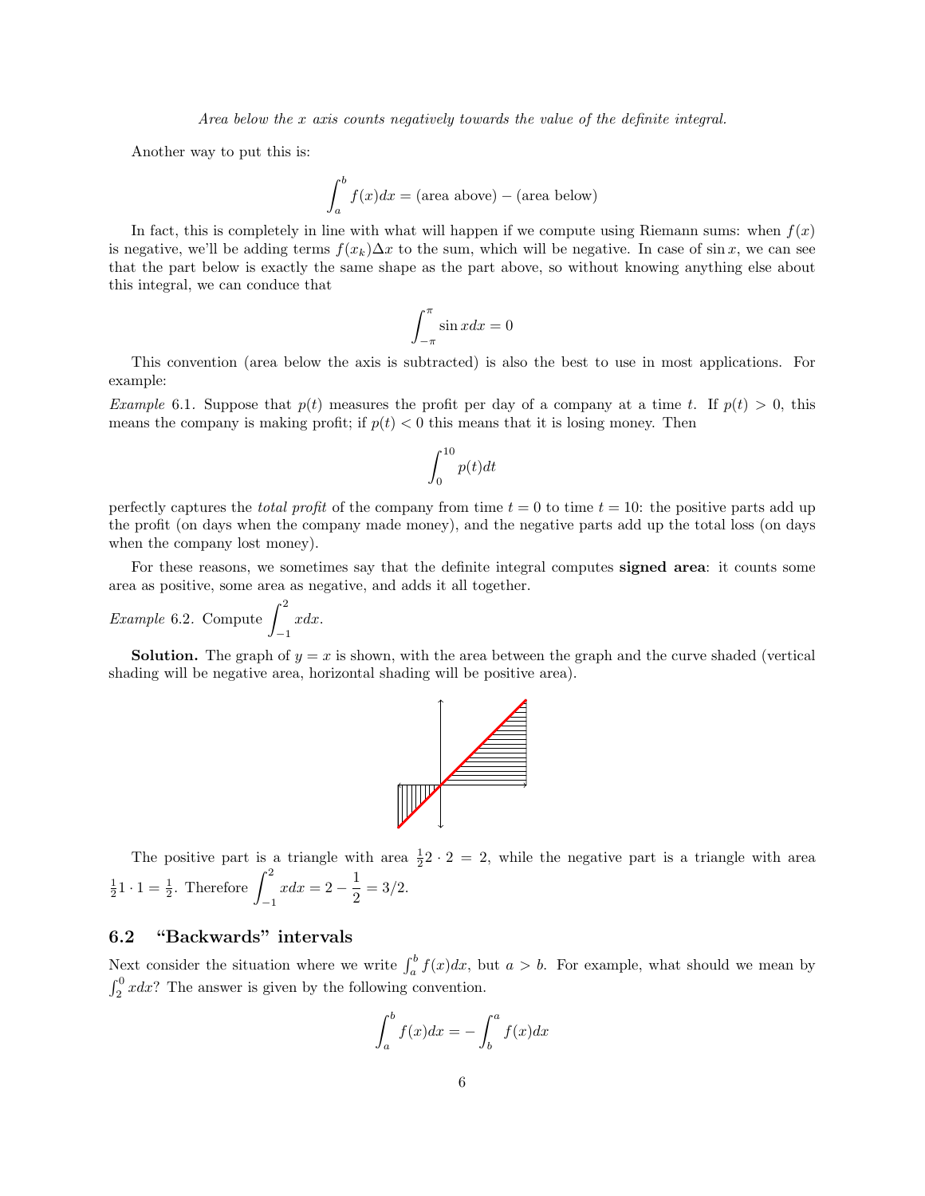*Area below the $x$ axis counts negatively towards the value of the definite integral.*

Another way to put this is:

$$\int_a^b f(x)dx = (\text{area above}) - (\text{area below})$$

In fact, this is completely in line with what will happen if we compute using Riemann sums: when $f(x)$ is negative, we'll be adding terms $f(x_k)\Delta x$ to the sum, which will be negative. In case of $\sin x$, we can see that the part below is exactly the same shape as the part above, so without knowing anything else about this integral, we can conduce that

$$\int_{-\pi}^{\pi} \sin x dx = 0$$

This convention (area below the axis is subtracted) is also the best to use in most applications. For example:

*Example* 6.1. Suppose that $p(t)$ measures the profit per day of a company at a time $t$. If $p(t) > 0$, this means the company is making profit; if $p(t) < 0$ this means that it is losing money. Then

$$\int_0^{10} p(t)dt$$

perfectly captures the *total profit* of the company from time $t = 0$ to time $t = 10$: the positive parts add up the profit (on days when the company made money), and the negative parts add up the total loss (on days when the company lost money).

For these reasons, we sometimes say that the definite integral computes **signed area**: it counts some area as positive, some area as negative, and adds it all together.

*Example* 6.2. Compute $\displaystyle\int_{-1}^{2} x dx$.

**Solution.** The graph of $y = x$ is shown, with the area between the graph and the curve shaded (vertical shading will be negative area, horizontal shading will be positive area).

The positive part is a triangle with area $\frac{1}{2}2 \cdot 2 = 2$, while the negative part is a triangle with area $\frac{1}{2}1 \cdot 1 = \frac{1}{2}$. Therefore $\displaystyle\int_{-1}^{2} x dx = 2 - \frac{1}{2} = 3/2$.

## 6.2 "Backwards" intervals

Next consider the situation where we write $\int_a^b f(x)dx$, but $a > b$. For example, what should we mean by $\int_2^0 x dx$? The answer is given by the following convention.

$$\int_a^b f(x)dx = -\int_b^a f(x)dx$$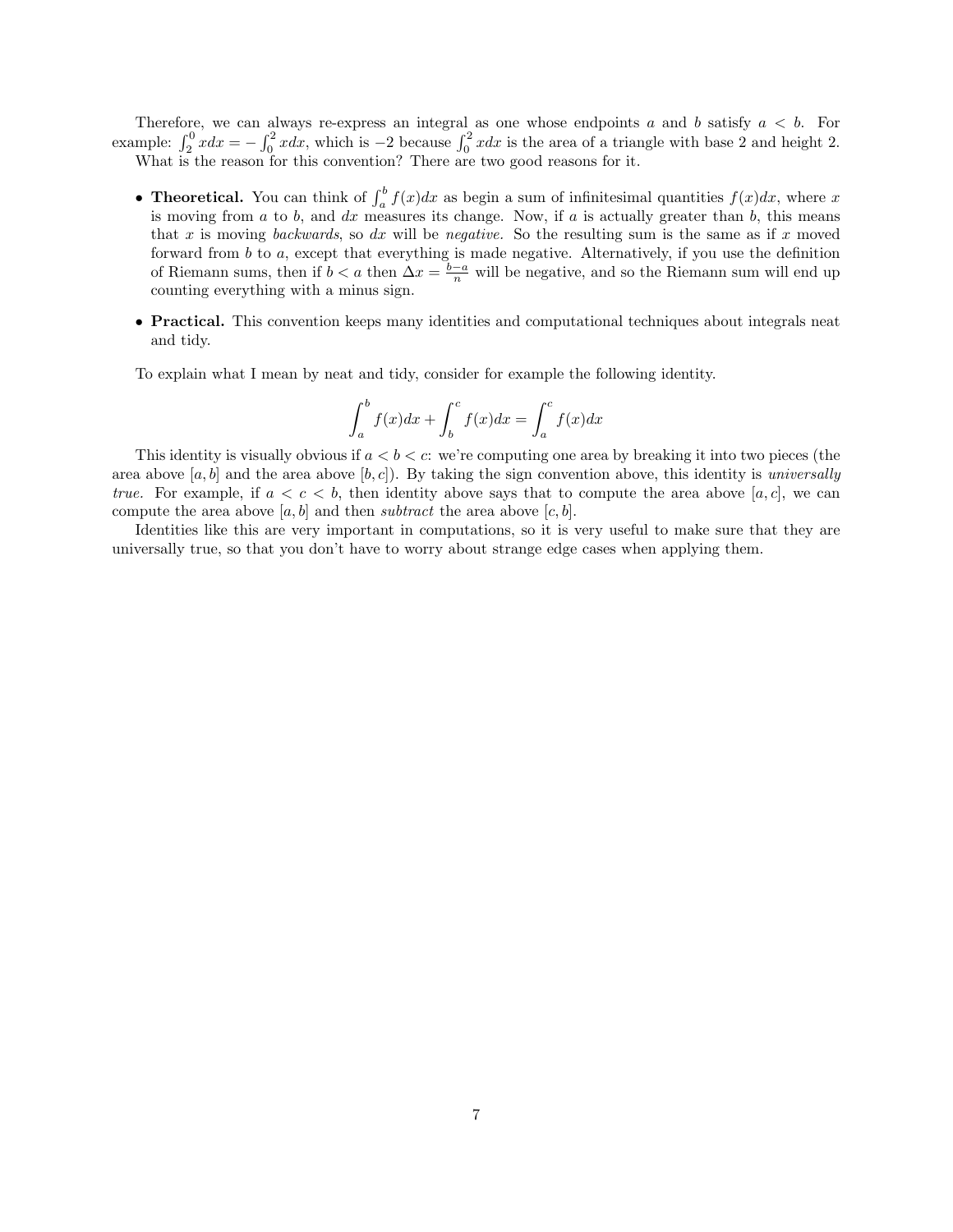Therefore, we can always re-express an integral as one whose endpoints $a$ and $b$ satisfy $a < b$. For example: $\int_2^0 x dx = -\int_0^2 x dx$, which is $-2$ because $\int_0^2 x dx$ is the area of a triangle with base 2 and height 2. What is the reason for this convention? There are two good reasons for it.

- **Theoretical.** You can think of $\int_a^b f(x)dx$ as begin a sum of infinitesimal quantities $f(x)dx$, where $x$ is moving from $a$ to $b$, and $dx$ measures its change. Now, if $a$ is actually greater than $b$, this means that $x$ is moving *backwards*, so $dx$ will be *negative*. So the resulting sum is the same as if $x$ moved forward from $b$ to $a$, except that everything is made negative. Alternatively, if you use the definition of Riemann sums, then if $b < a$ then $\Delta x = \frac{b-a}{n}$ will be negative, and so the Riemann sum will end up counting everything with a minus sign.
- **Practical.** This convention keeps many identities and computational techniques about integrals neat and tidy.

To explain what I mean by neat and tidy, consider for example the following identity.

$$\int_a^b f(x)dx + \int_b^c f(x)dx = \int_a^c f(x)dx$$

This identity is visually obvious if $a < b < c$: we're computing one area by breaking it into two pieces (the area above $[a, b]$ and the area above $[b, c]$). By taking the sign convention above, this identity is *universally true.* For example, if $a < c < b$, then identity above says that to compute the area above $[a, c]$, we can compute the area above $[a, b]$ and then *subtract* the area above $[c, b]$.

Identities like this are very important in computations, so it is very useful to make sure that they are universally true, so that you don't have to worry about strange edge cases when applying them.